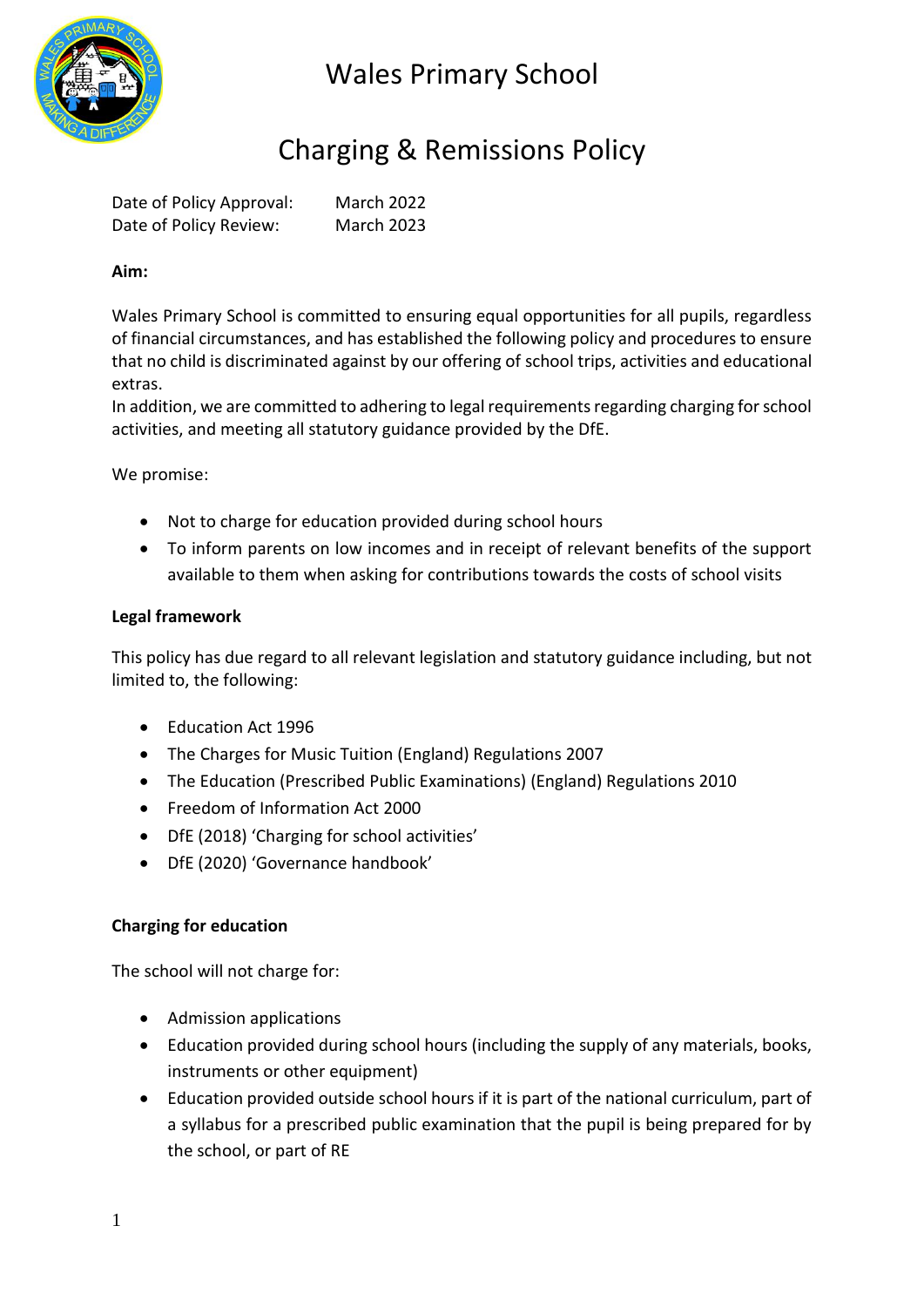# Wales Primary School

## Charging & Remissions Policy

Date of Policy Approval: March 2022
Date of Policy Review: March 2023

**Aim:**

Wales Primary School is committed to ensuring equal opportunities for all pupils, regardless of financial circumstances, and has established the following policy and procedures to ensure that no child is discriminated against by our offering of school trips, activities and educational extras.
In addition, we are committed to adhering to legal requirements regarding charging for school activities, and meeting all statutory guidance provided by the DfE.

We promise:

- Not to charge for education provided during school hours
- To inform parents on low incomes and in receipt of relevant benefits of the support available to them when asking for contributions towards the costs of school visits

**Legal framework**

This policy has due regard to all relevant legislation and statutory guidance including, but not limited to, the following:

- Education Act 1996
- The Charges for Music Tuition (England) Regulations 2007
- The Education (Prescribed Public Examinations) (England) Regulations 2010
- Freedom of Information Act 2000
- DfE (2018) 'Charging for school activities'
- DfE (2020) 'Governance handbook'

**Charging for education**

The school will not charge for:

- Admission applications
- Education provided during school hours (including the supply of any materials, books, instruments or other equipment)
- Education provided outside school hours if it is part of the national curriculum, part of a syllabus for a prescribed public examination that the pupil is being prepared for by the school, or part of RE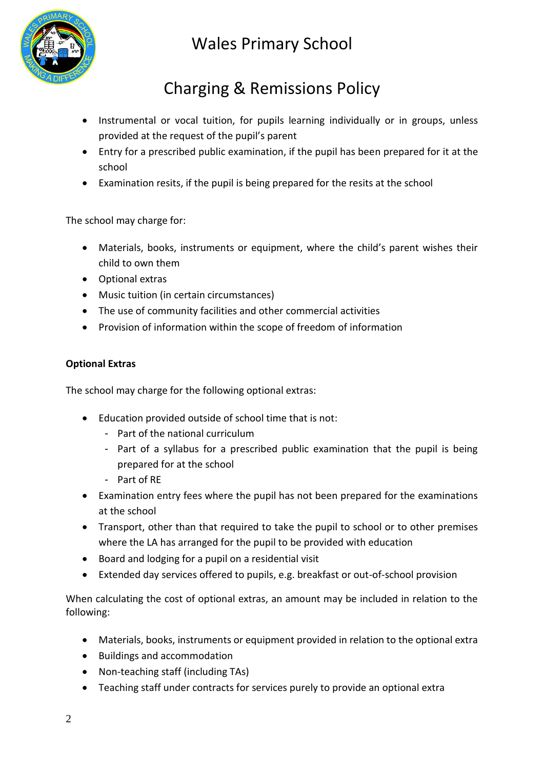- Instrumental or vocal tuition, for pupils learning individually or in groups, unless provided at the request of the pupil's parent
- Entry for a prescribed public examination, if the pupil has been prepared for it at the school
- Examination resits, if the pupil is being prepared for the resits at the school

The school may charge for:

- Materials, books, instruments or equipment, where the child's parent wishes their child to own them
- Optional extras
- Music tuition (in certain circumstances)
- The use of community facilities and other commercial activities
- Provision of information within the scope of freedom of information

**Optional Extras**

The school may charge for the following optional extras:

- Education provided outside of school time that is not:
  - Part of the national curriculum
  - Part of a syllabus for a prescribed public examination that the pupil is being prepared for at the school
  - Part of RE
- Examination entry fees where the pupil has not been prepared for the examinations at the school
- Transport, other than that required to take the pupil to school or to other premises where the LA has arranged for the pupil to be provided with education
- Board and lodging for a pupil on a residential visit
- Extended day services offered to pupils, e.g. breakfast or out-of-school provision

When calculating the cost of optional extras, an amount may be included in relation to the following:

- Materials, books, instruments or equipment provided in relation to the optional extra
- Buildings and accommodation
- Non-teaching staff (including TAs)
- Teaching staff under contracts for services purely to provide an optional extra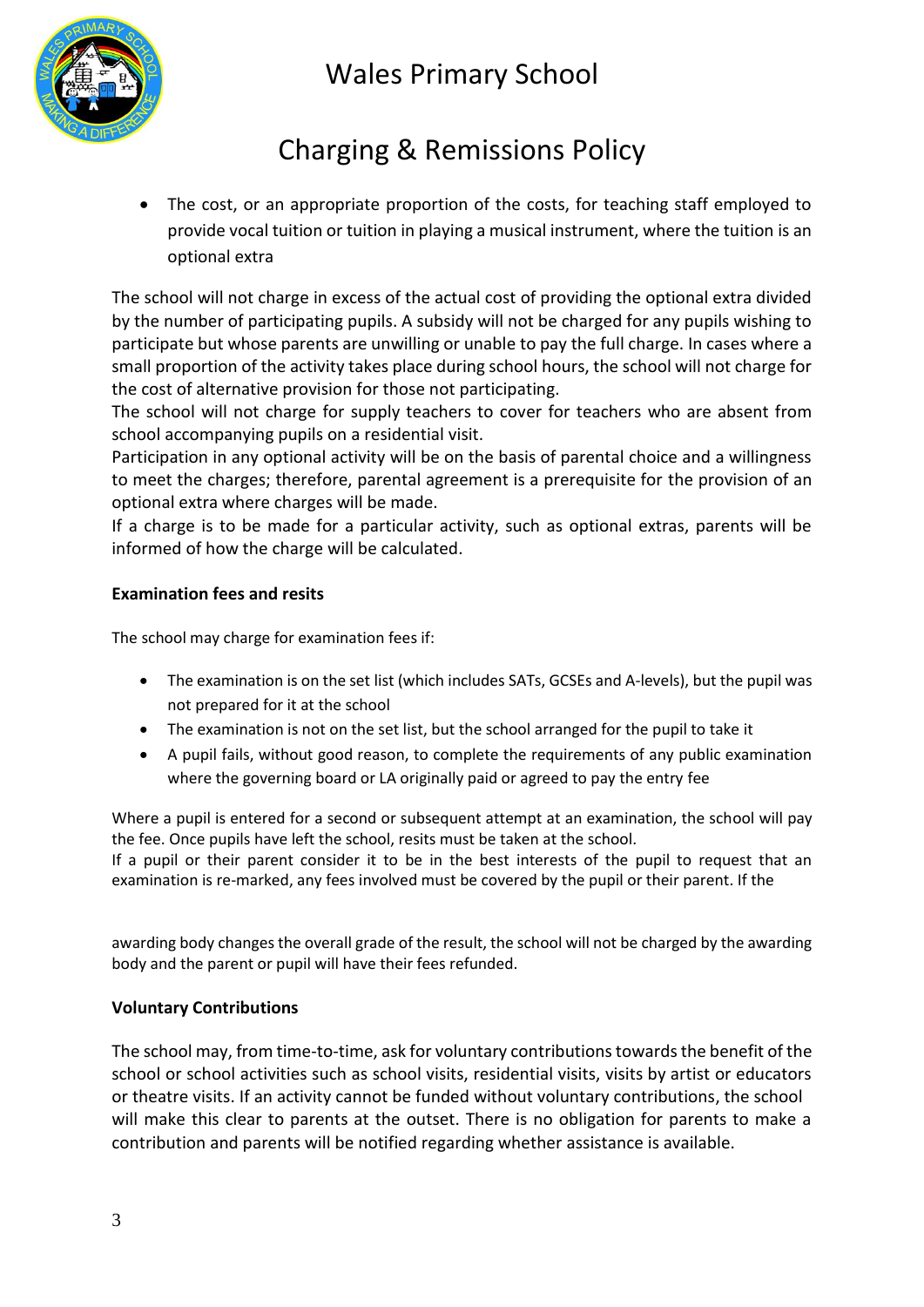- The cost, or an appropriate proportion of the costs, for teaching staff employed to provide vocal tuition or tuition in playing a musical instrument, where the tuition is an optional extra

The school will not charge in excess of the actual cost of providing the optional extra divided by the number of participating pupils. A subsidy will not be charged for any pupils wishing to participate but whose parents are unwilling or unable to pay the full charge. In cases where a small proportion of the activity takes place during school hours, the school will not charge for the cost of alternative provision for those not participating.

The school will not charge for supply teachers to cover for teachers who are absent from school accompanying pupils on a residential visit.

Participation in any optional activity will be on the basis of parental choice and a willingness to meet the charges; therefore, parental agreement is a prerequisite for the provision of an optional extra where charges will be made.

If a charge is to be made for a particular activity, such as optional extras, parents will be informed of how the charge will be calculated.

**Examination fees and resits**

The school may charge for examination fees if:

- The examination is on the set list (which includes SATs, GCSEs and A-levels), but the pupil was not prepared for it at the school
- The examination is not on the set list, but the school arranged for the pupil to take it
- A pupil fails, without good reason, to complete the requirements of any public examination where the governing board or LA originally paid or agreed to pay the entry fee

Where a pupil is entered for a second or subsequent attempt at an examination, the school will pay the fee. Once pupils have left the school, resits must be taken at the school.

If a pupil or their parent consider it to be in the best interests of the pupil to request that an examination is re-marked, any fees involved must be covered by the pupil or their parent. If the awarding body changes the overall grade of the result, the school will not be charged by the awarding body and the parent or pupil will have their fees refunded.

**Voluntary Contributions**

The school may, from time-to-time, ask for voluntary contributions towards the benefit of the school or school activities such as school visits, residential visits, visits by artist or educators or theatre visits. If an activity cannot be funded without voluntary contributions, the school will make this clear to parents at the outset. There is no obligation for parents to make a contribution and parents will be notified regarding whether assistance is available.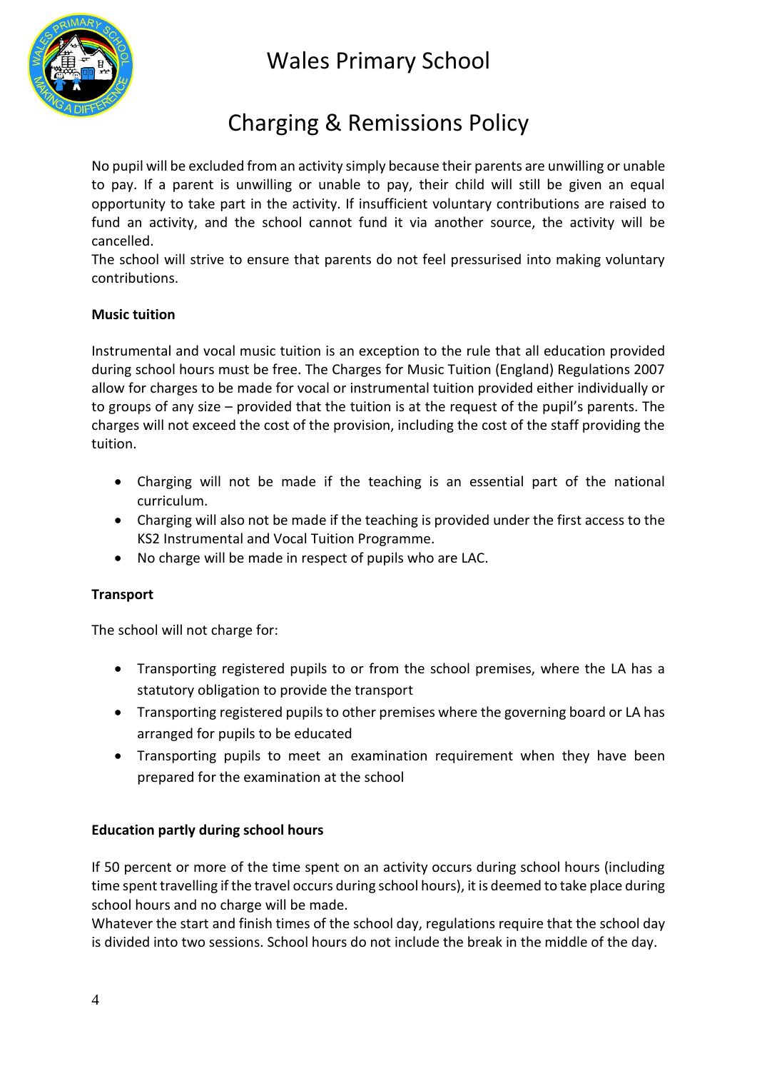No pupil will be excluded from an activity simply because their parents are unwilling or unable to pay. If a parent is unwilling or unable to pay, their child will still be given an equal opportunity to take part in the activity. If insufficient voluntary contributions are raised to fund an activity, and the school cannot fund it via another source, the activity will be cancelled.
The school will strive to ensure that parents do not feel pressurised into making voluntary contributions.

**Music tuition**

Instrumental and vocal music tuition is an exception to the rule that all education provided during school hours must be free. The Charges for Music Tuition (England) Regulations 2007 allow for charges to be made for vocal or instrumental tuition provided either individually or to groups of any size – provided that the tuition is at the request of the pupil's parents. The charges will not exceed the cost of the provision, including the cost of the staff providing the tuition.

- Charging will not be made if the teaching is an essential part of the national curriculum.
- Charging will also not be made if the teaching is provided under the first access to the KS2 Instrumental and Vocal Tuition Programme.
- No charge will be made in respect of pupils who are LAC.

**Transport**

The school will not charge for:

- Transporting registered pupils to or from the school premises, where the LA has a statutory obligation to provide the transport
- Transporting registered pupils to other premises where the governing board or LA has arranged for pupils to be educated
- Transporting pupils to meet an examination requirement when they have been prepared for the examination at the school

**Education partly during school hours**

If 50 percent or more of the time spent on an activity occurs during school hours (including time spent travelling if the travel occurs during school hours), it is deemed to take place during school hours and no charge will be made.
Whatever the start and finish times of the school day, regulations require that the school day is divided into two sessions. School hours do not include the break in the middle of the day.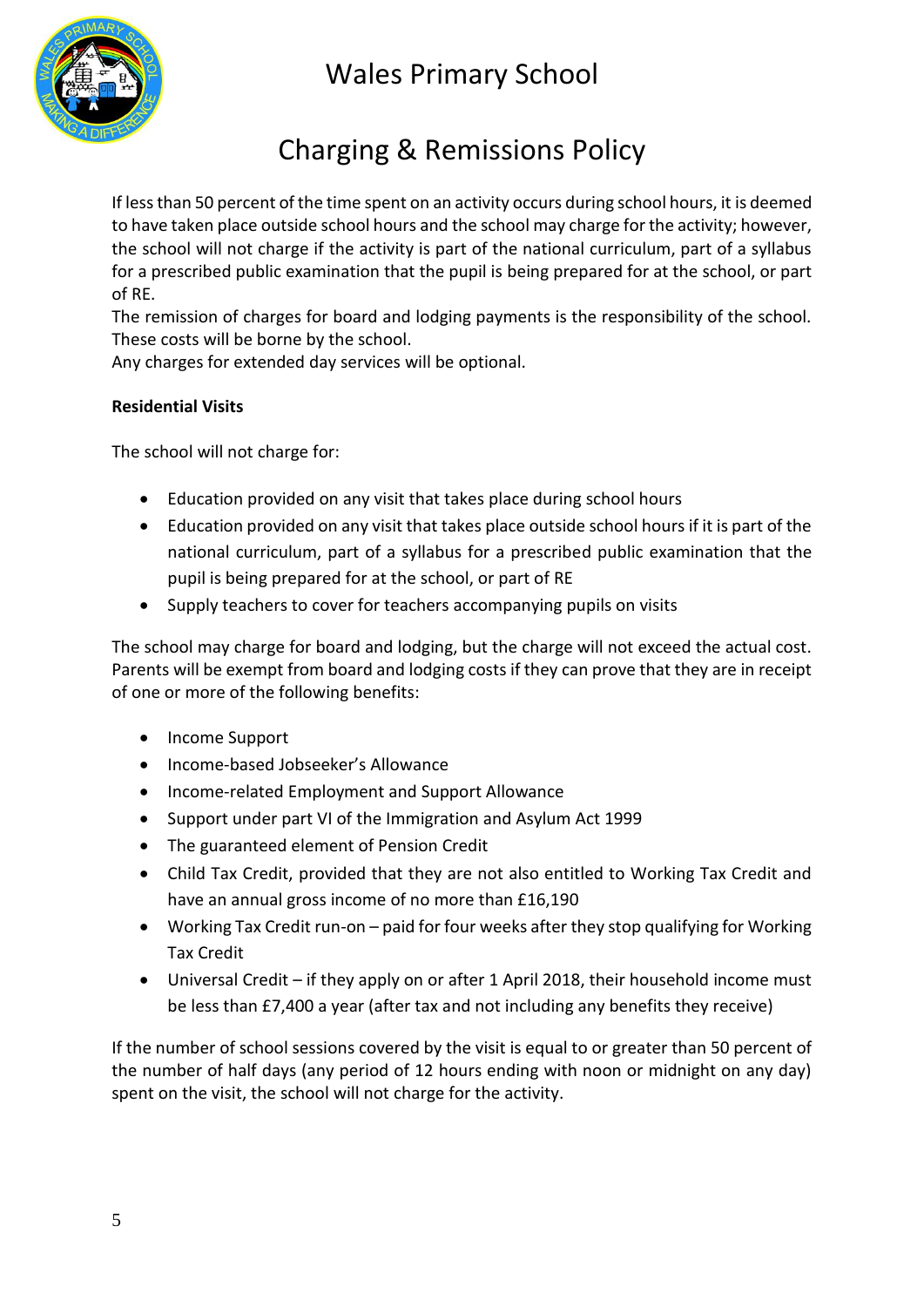If less than 50 percent of the time spent on an activity occurs during school hours, it is deemed to have taken place outside school hours and the school may charge for the activity; however, the school will not charge if the activity is part of the national curriculum, part of a syllabus for a prescribed public examination that the pupil is being prepared for at the school, or part of RE.

The remission of charges for board and lodging payments is the responsibility of the school. These costs will be borne by the school.

Any charges for extended day services will be optional.

**Residential Visits**

The school will not charge for:

- Education provided on any visit that takes place during school hours
- Education provided on any visit that takes place outside school hours if it is part of the national curriculum, part of a syllabus for a prescribed public examination that the pupil is being prepared for at the school, or part of RE
- Supply teachers to cover for teachers accompanying pupils on visits

The school may charge for board and lodging, but the charge will not exceed the actual cost. Parents will be exempt from board and lodging costs if they can prove that they are in receipt of one or more of the following benefits:

- Income Support
- Income-based Jobseeker's Allowance
- Income-related Employment and Support Allowance
- Support under part VI of the Immigration and Asylum Act 1999
- The guaranteed element of Pension Credit
- Child Tax Credit, provided that they are not also entitled to Working Tax Credit and have an annual gross income of no more than £16,190
- Working Tax Credit run-on – paid for four weeks after they stop qualifying for Working Tax Credit
- Universal Credit – if they apply on or after 1 April 2018, their household income must be less than £7,400 a year (after tax and not including any benefits they receive)

If the number of school sessions covered by the visit is equal to or greater than 50 percent of the number of half days (any period of 12 hours ending with noon or midnight on any day) spent on the visit, the school will not charge for the activity.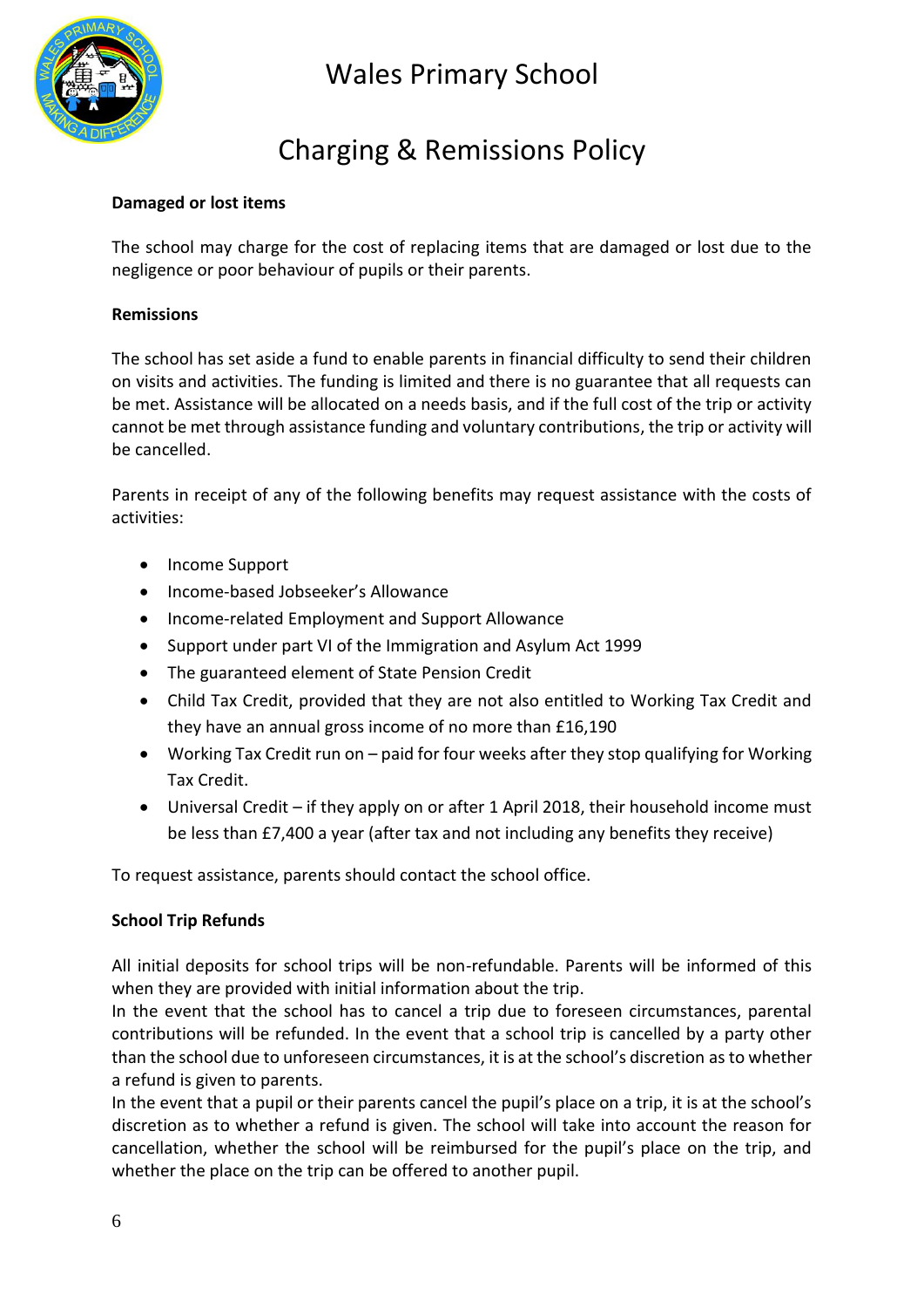**Damaged or lost items**

The school may charge for the cost of replacing items that are damaged or lost due to the negligence or poor behaviour of pupils or their parents.

**Remissions**

The school has set aside a fund to enable parents in financial difficulty to send their children on visits and activities. The funding is limited and there is no guarantee that all requests can be met. Assistance will be allocated on a needs basis, and if the full cost of the trip or activity cannot be met through assistance funding and voluntary contributions, the trip or activity will be cancelled.

Parents in receipt of any of the following benefits may request assistance with the costs of activities:

- Income Support
- Income-based Jobseeker's Allowance
- Income-related Employment and Support Allowance
- Support under part VI of the Immigration and Asylum Act 1999
- The guaranteed element of State Pension Credit
- Child Tax Credit, provided that they are not also entitled to Working Tax Credit and they have an annual gross income of no more than £16,190
- Working Tax Credit run on – paid for four weeks after they stop qualifying for Working Tax Credit.
- Universal Credit – if they apply on or after 1 April 2018, their household income must be less than £7,400 a year (after tax and not including any benefits they receive)

To request assistance, parents should contact the school office.

**School Trip Refunds**

All initial deposits for school trips will be non-refundable. Parents will be informed of this when they are provided with initial information about the trip.
In the event that the school has to cancel a trip due to foreseen circumstances, parental contributions will be refunded. In the event that a school trip is cancelled by a party other than the school due to unforeseen circumstances, it is at the school's discretion as to whether a refund is given to parents.
In the event that a pupil or their parents cancel the pupil's place on a trip, it is at the school's discretion as to whether a refund is given. The school will take into account the reason for cancellation, whether the school will be reimbursed for the pupil's place on the trip, and whether the place on the trip can be offered to another pupil.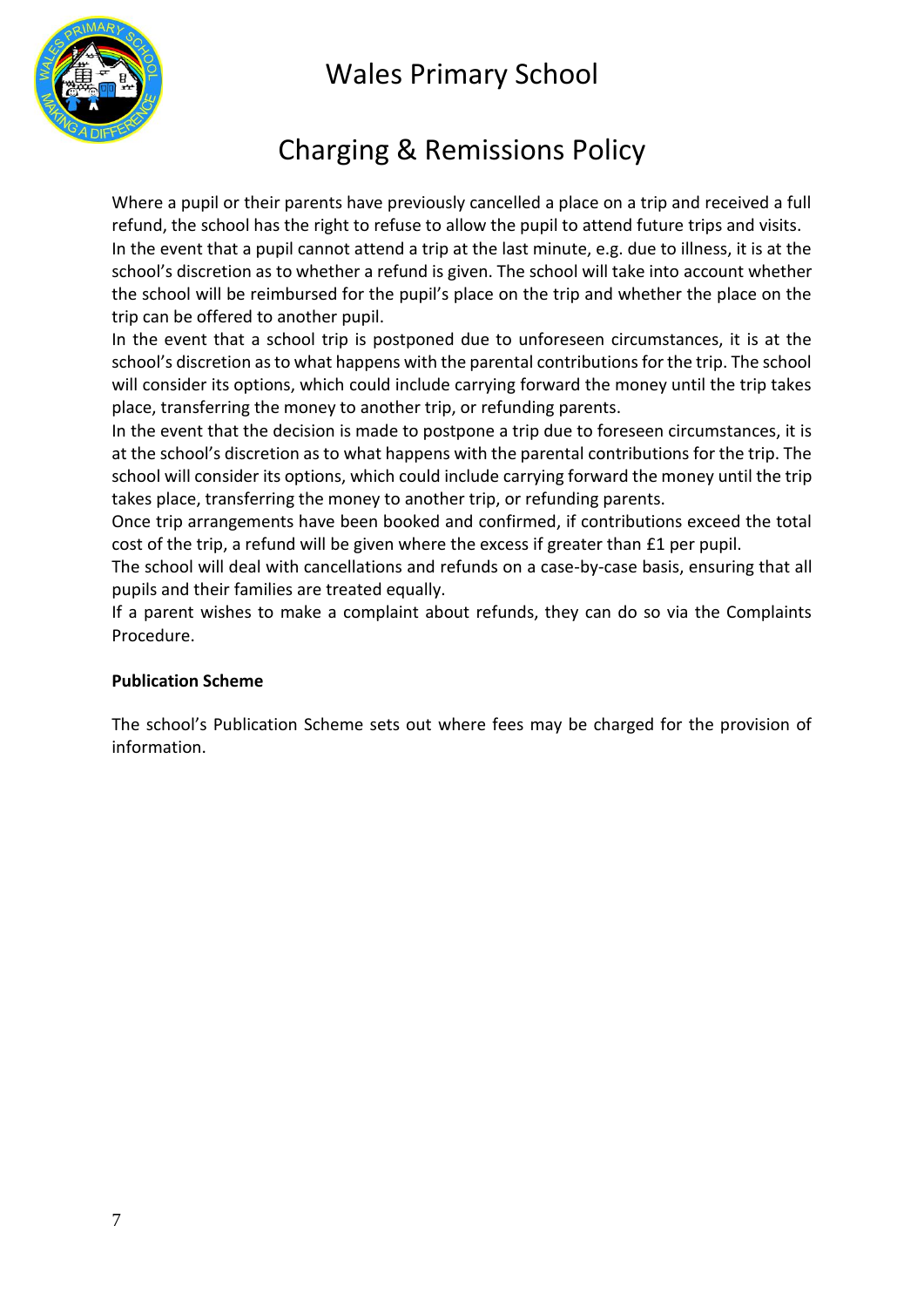Where a pupil or their parents have previously cancelled a place on a trip and received a full refund, the school has the right to refuse to allow the pupil to attend future trips and visits.

In the event that a pupil cannot attend a trip at the last minute, e.g. due to illness, it is at the school's discretion as to whether a refund is given. The school will take into account whether the school will be reimbursed for the pupil's place on the trip and whether the place on the trip can be offered to another pupil.

In the event that a school trip is postponed due to unforeseen circumstances, it is at the school's discretion as to what happens with the parental contributions for the trip. The school will consider its options, which could include carrying forward the money until the trip takes place, transferring the money to another trip, or refunding parents.

In the event that the decision is made to postpone a trip due to foreseen circumstances, it is at the school's discretion as to what happens with the parental contributions for the trip. The school will consider its options, which could include carrying forward the money until the trip takes place, transferring the money to another trip, or refunding parents.

Once trip arrangements have been booked and confirmed, if contributions exceed the total cost of the trip, a refund will be given where the excess if greater than £1 per pupil.

The school will deal with cancellations and refunds on a case-by-case basis, ensuring that all pupils and their families are treated equally.

If a parent wishes to make a complaint about refunds, they can do so via the Complaints Procedure.

**Publication Scheme**

The school's Publication Scheme sets out where fees may be charged for the provision of information.